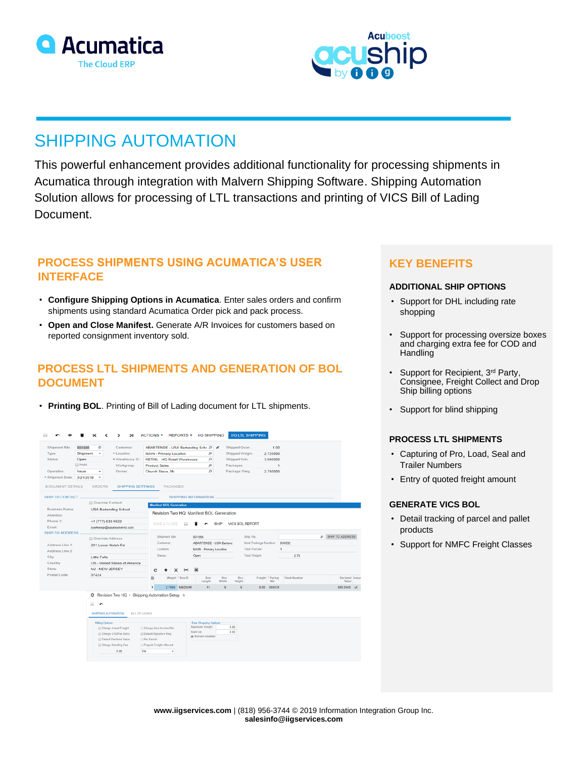# SHIPPING AUTOMATION

This powerful enhancement provides additional functionality for processing shipments in Acumatica through integration with Malvern Shipping Software. Shipping Automation Solution allows for processing of LTL transactions and printing of VICS Bill of Lading Document.

## PROCESS SHIPMENTS USING ACUMATICA'S USER INTERFACE

- **Configure Shipping Options in Acumatica**. Enter sales orders and confirm shipments using standard Acumatica Order pick and pack process.
- **Open and Close Manifest.** Generate A/R Invoices for customers based on reported consignment inventory sold.

## PROCESS LTL SHIPMENTS AND GENERATION OF BOL DOCUMENT

- **Printing BOL**. Printing of Bill of Lading document for LTL shipments.

## KEY BENEFITS

### ADDITIONAL SHIP OPTIONS

- Support for DHL including rate shopping
- Support for processing oversize boxes and charging extra fee for COD and Handling
- Support for Recipient, 3rd Party, Consignee, Freight Collect and Drop Ship billing options
- Support for blind shipping

### PROCESS LTL SHIPMENTS

- Capturing of Pro, Load, Seal and Trailer Numbers
- Entry of quoted freight amount

### GENERATE VICS BOL

- Detail tracking of parcel and pallet products
- Support for NMFC Freight Classes

**www.iigservices.com** | (818) 956-3744 © 2019 Information Integration Group Inc.
**salesinfo@iigservices.com**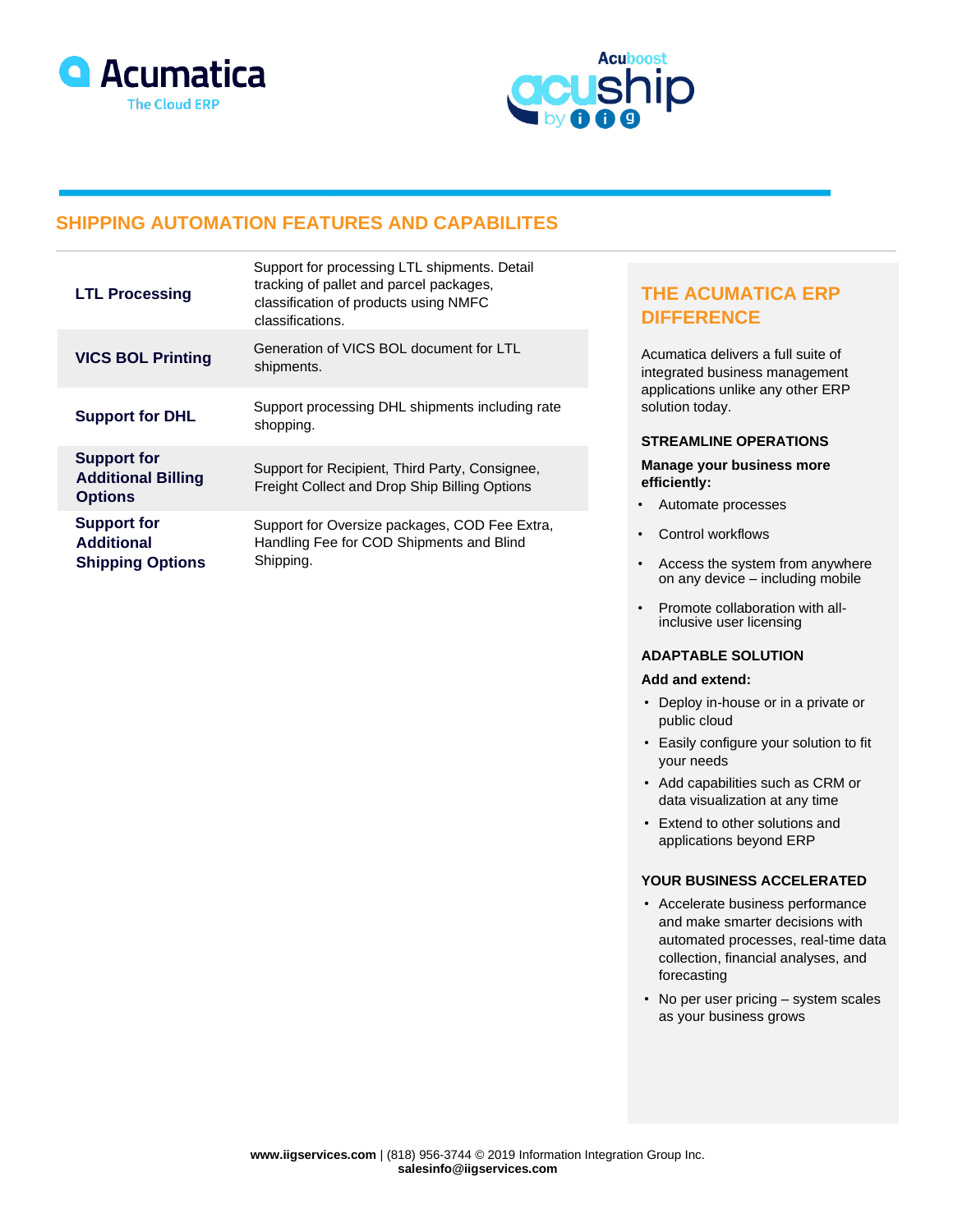## SHIPPING AUTOMATION FEATURES AND CAPABILITES

| | |
|---|---|
| **LTL Processing** | Support for processing LTL shipments. Detail tracking of pallet and parcel packages, classification of products using NMFC classifications. |
| **VICS BOL Printing** | Generation of VICS BOL document for LTL shipments. |
| **Support for DHL** | Support processing DHL shipments including rate shopping. |
| **Support for Additional Billing Options** | Support for Recipient, Third Party, Consignee, Freight Collect and Drop Ship Billing Options |
| **Support for Additional Shipping Options** | Support for Oversize packages, COD Fee Extra, Handling Fee for COD Shipments and Blind Shipping. |

## THE ACUMATICA ERP DIFFERENCE

Acumatica delivers a full suite of integrated business management applications unlike any other ERP solution today.

### STREAMLINE OPERATIONS

**Manage your business more efficiently:**

- Automate processes
- Control workflows
- Access the system from anywhere on any device – including mobile
- Promote collaboration with all-inclusive user licensing

### ADAPTABLE SOLUTION

**Add and extend:**

- Deploy in-house or in a private or public cloud
- Easily configure your solution to fit your needs
- Add capabilities such as CRM or data visualization at any time
- Extend to other solutions and applications beyond ERP

### YOUR BUSINESS ACCELERATED

- Accelerate business performance and make smarter decisions with automated processes, real-time data collection, financial analyses, and forecasting
- No per user pricing – system scales as your business grows

**www.iigservices.com** | (818) 956-3744 © 2019 Information Integration Group Inc.
**salesinfo@iigservices.com**